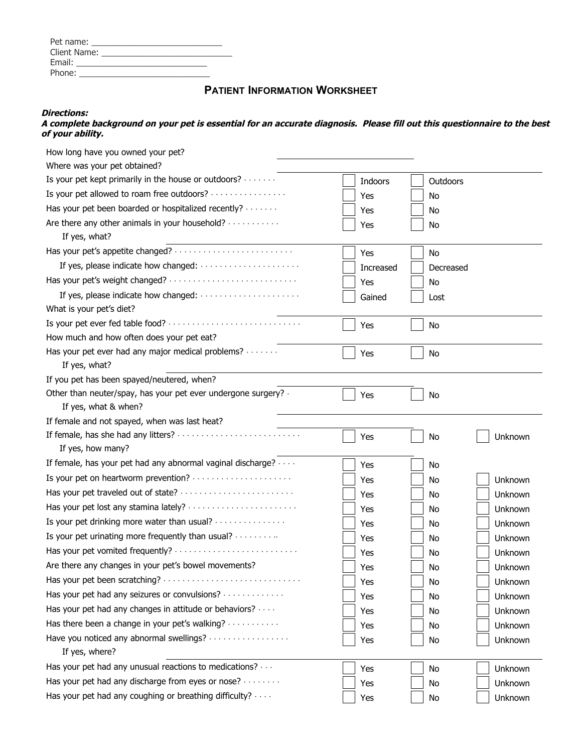Pet name: ___________________________
Client Name: ___________________________
Email: ___________________________
Phone: ___________________________

## Patient Information Worksheet

***Directions:***
***A complete background on your pet is essential for an accurate diagnosis. Please fill out this questionnaire to the best of your ability.***

| Question | | | |
|---|---|---|---|
| How long have you owned your pet? | ___________________ | | |
| Where was your pet obtained? | ___________________ | | |
| Is your pet kept primarily in the house or outdoors? | ☐ Indoors | ☐ Outdoors | |
| Is your pet allowed to roam free outdoors? | ☐ Yes | ☐ No | |
| Has your pet been boarded or hospitalized recently? | ☐ Yes | ☐ No | |
| Are there any other animals in your household? | ☐ Yes | ☐ No | |
| If yes, what? | ___________________ | | |
| Has your pet's appetite changed? | ☐ Yes | ☐ No | |
| If yes, please indicate how changed: | ☐ Increased | ☐ Decreased | |
| Has your pet's weight changed? | ☐ Yes | ☐ No | |
| If yes, please indicate how changed: | ☐ Gained | ☐ Lost | |
| What is your pet's diet? | ___________________ | | |
| Is your pet ever fed table food? | ☐ Yes | ☐ No | |
| How much and how often does your pet eat? | ___________________ | | |
| Has your pet ever had any major medical problems? | ☐ Yes | ☐ No | |
| If yes, what? | ___________________ | | |
| If you pet has been spayed/neutered, when? | ___________________ | | |
| Other than neuter/spay, has your pet ever undergone surgery? | ☐ Yes | ☐ No | |
| If yes, what & when? | ___________________ | | |
| If female and not spayed, when was last heat? | ___________________ | | |
| If female, has she had any litters? | ☐ Yes | ☐ No | ☐ Unknown |
| If yes, how many? | ___________________ | | |
| If female, has your pet had any abnormal vaginal discharge? | ☐ Yes | ☐ No | |
| Is your pet on heartworm prevention? | ☐ Yes | ☐ No | ☐ Unknown |
| Has your pet traveled out of state? | ☐ Yes | ☐ No | ☐ Unknown |
| Has your pet lost any stamina lately? | ☐ Yes | ☐ No | ☐ Unknown |
| Is your pet drinking more water than usual? | ☐ Yes | ☐ No | ☐ Unknown |
| Is your pet urinating more frequently than usual? | ☐ Yes | ☐ No | ☐ Unknown |
| Has your pet vomited frequently? | ☐ Yes | ☐ No | ☐ Unknown |
| Are there any changes in your pet's bowel movements? | ☐ Yes | ☐ No | ☐ Unknown |
| Has your pet been scratching? | ☐ Yes | ☐ No | ☐ Unknown |
| Has your pet had any seizures or convulsions? | ☐ Yes | ☐ No | ☐ Unknown |
| Has your pet had any changes in attitude or behaviors? | ☐ Yes | ☐ No | ☐ Unknown |
| Has there been a change in your pet's walking? | ☐ Yes | ☐ No | ☐ Unknown |
| Have you noticed any abnormal swellings? | ☐ Yes | ☐ No | ☐ Unknown |
| If yes, where? | ___________________ | | |
| Has your pet had any unusual reactions to medications? | ☐ Yes | ☐ No | ☐ Unknown |
| Has your pet had any discharge from eyes or nose? | ☐ Yes | ☐ No | ☐ Unknown |
| Has your pet had any coughing or breathing difficulty? | ☐ Yes | ☐ No | ☐ Unknown |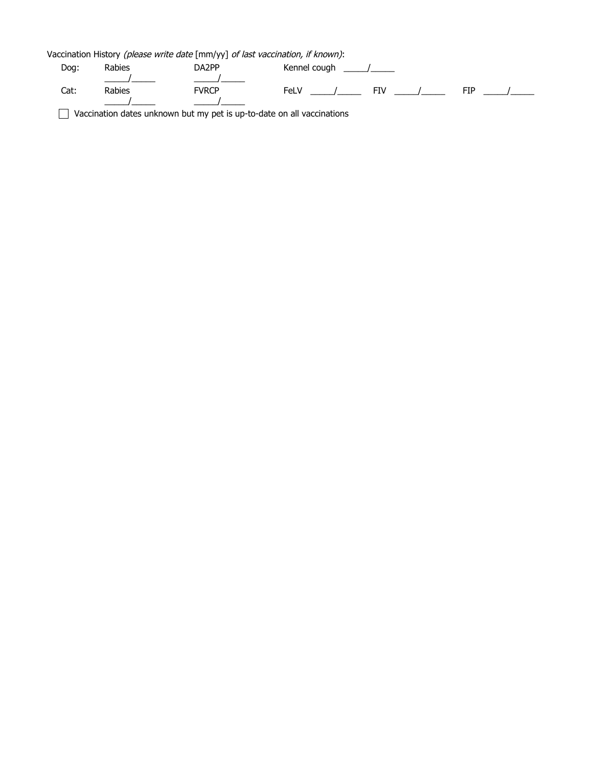Vaccination History *(please write date* [mm/yy] *of last vaccination, if known)*:

| | | | | | |
|---|---|---|---|---|---|
| Dog: | Rabies _____/_____ | DA2PP _____/_____ | Kennel cough _____/_____ | | |
| Cat: | Rabies _____/_____ | FVRCP _____/_____ | FeLV _____/_____ | FIV _____/_____ | FIP _____/_____ |

☐ Vaccination dates unknown but my pet is up-to-date on all vaccinations